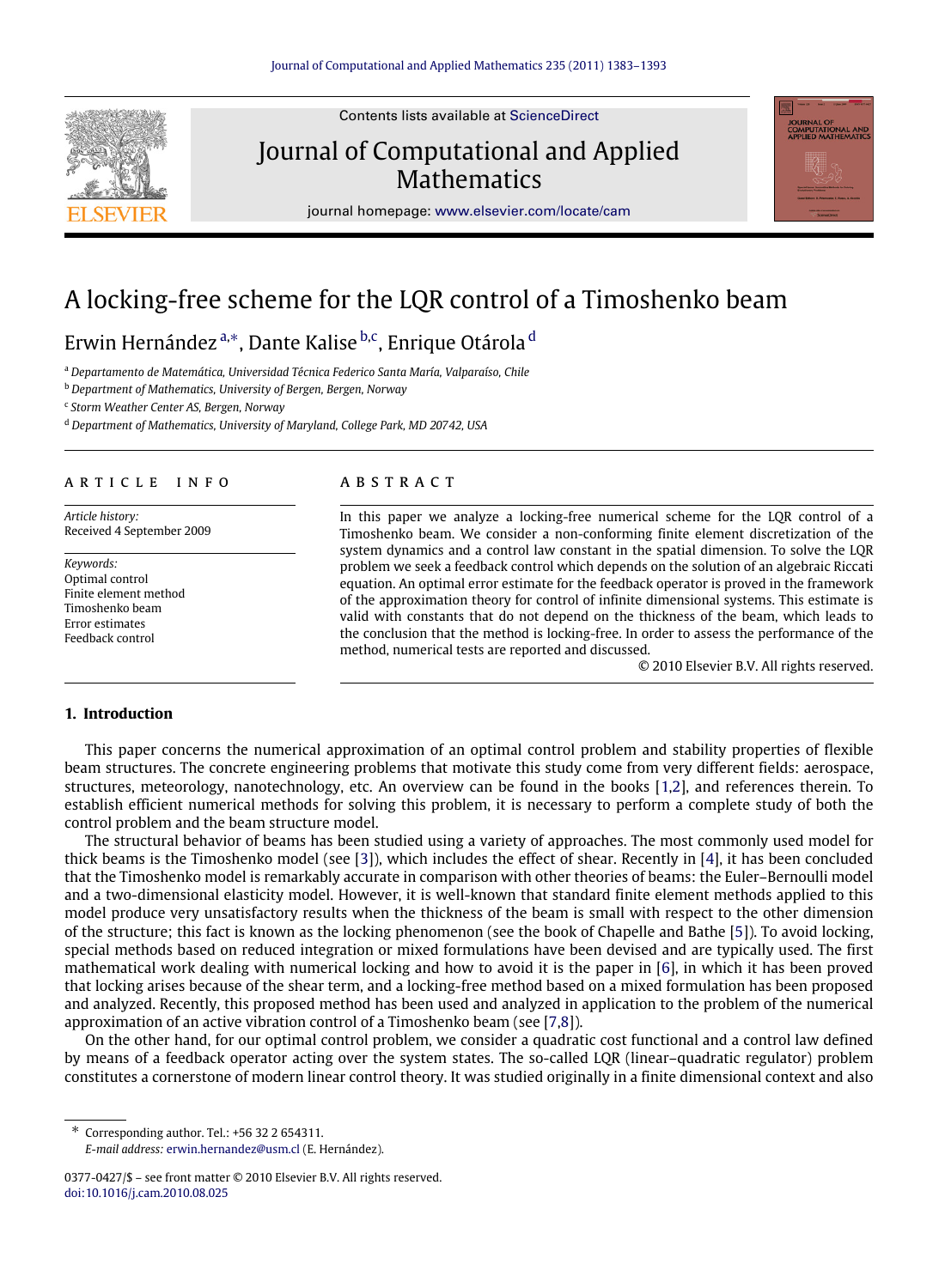# A locking-free scheme for the LQR control of a Timoshenko beam

Erwin Hernández [a,∗], Dante Kalise [b,c], Enrique Otárola [d]

[a] *Departamento de Matemática, Universidad Técnica Federico Santa María, Valparaíso, Chile*

[b] *Department of Mathematics, University of Bergen, Bergen, Norway*

[c] *Storm Weather Center AS, Bergen, Norway*

[d] *Department of Mathematics, University of Maryland, College Park, MD 20742, USA*

## ARTICLE INFO

*Article history:*
Received 4 September 2009

*Keywords:*
Optimal control
Finite element method
Timoshenko beam
Error estimates
Feedback control

## ABSTRACT

In this paper we analyze a locking-free numerical scheme for the LQR control of a Timoshenko beam. We consider a non-conforming finite element discretization of the system dynamics and a control law constant in the spatial dimension. To solve the LQR problem we seek a feedback control which depends on the solution of an algebraic Riccati equation. An optimal error estimate for the feedback operator is proved in the framework of the approximation theory for control of infinite dimensional systems. This estimate is valid with constants that do not depend on the thickness of the beam, which leads to the conclusion that the method is locking-free. In order to assess the performance of the method, numerical tests are reported and discussed.

© 2010 Elsevier B.V. All rights reserved.

## 1. Introduction

This paper concerns the numerical approximation of an optimal control problem and stability properties of flexible beam structures. The concrete engineering problems that motivate this study come from very different fields: aerospace, structures, meteorology, nanotechnology, etc. An overview can be found in the books [1,2], and references therein. To establish efficient numerical methods for solving this problem, it is necessary to perform a complete study of both the control problem and the beam structure model.

The structural behavior of beams has been studied using a variety of approaches. The most commonly used model for thick beams is the Timoshenko model (see [3]), which includes the effect of shear. Recently in [4], it has been concluded that the Timoshenko model is remarkably accurate in comparison with other theories of beams: the Euler–Bernoulli model and a two-dimensional elasticity model. However, it is well-known that standard finite element methods applied to this model produce very unsatisfactory results when the thickness of the beam is small with respect to the other dimension of the structure; this fact is known as the locking phenomenon (see the book of Chapelle and Bathe [5]). To avoid locking, special methods based on reduced integration or mixed formulations have been devised and are typically used. The first mathematical work dealing with numerical locking and how to avoid it is the paper in [6], in which it has been proved that locking arises because of the shear term, and a locking-free method based on a mixed formulation has been proposed and analyzed. Recently, this proposed method has been used and analyzed in application to the problem of the numerical approximation of an active vibration control of a Timoshenko beam (see [7,8]).

On the other hand, for our optimal control problem, we consider a quadratic cost functional and a control law defined by means of a feedback operator acting over the system states. The so-called LQR (linear–quadratic regulator) problem constitutes a cornerstone of modern linear control theory. It was studied originally in a finite dimensional context and also

∗ Corresponding author. Tel.: +56 32 2 654311.
*E-mail address:* erwin.hernandez@usm.cl (E. Hernández).

0377-0427/$ – see front matter © 2010 Elsevier B.V. All rights reserved.
doi:10.1016/j.cam.2010.08.025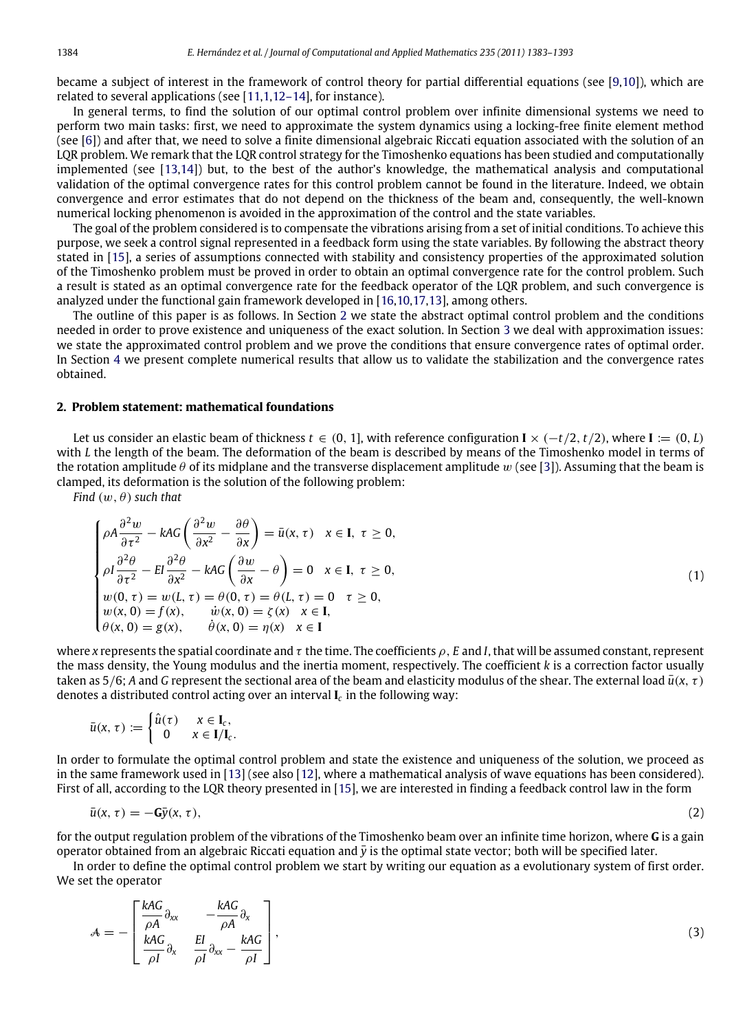became a subject of interest in the framework of control theory for partial differential equations (see [9,10]), which are related to several applications (see [11,1,12–14], for instance).

In general terms, to find the solution of our optimal control problem over infinite dimensional systems we need to perform two main tasks: first, we need to approximate the system dynamics using a locking-free finite element method (see [6]) and after that, we need to solve a finite dimensional algebraic Riccati equation associated with the solution of an LQR problem. We remark that the LQR control strategy for the Timoshenko equations has been studied and computationally implemented (see [13,14]) but, to the best of the author's knowledge, the mathematical analysis and computational validation of the optimal convergence rates for this control problem cannot be found in the literature. Indeed, we obtain convergence and error estimates that do not depend on the thickness of the beam and, consequently, the well-known numerical locking phenomenon is avoided in the approximation of the control and the state variables.

The goal of the problem considered is to compensate the vibrations arising from a set of initial conditions. To achieve this purpose, we seek a control signal represented in a feedback form using the state variables. By following the abstract theory stated in [15], a series of assumptions connected with stability and consistency properties of the approximated solution of the Timoshenko problem must be proved in order to obtain an optimal convergence rate for the control problem. Such a result is stated as an optimal convergence rate for the feedback operator of the LQR problem, and such convergence is analyzed under the functional gain framework developed in [16,10,17,13], among others.

The outline of this paper is as follows. In Section 2 we state the abstract optimal control problem and the conditions needed in order to prove existence and uniqueness of the exact solution. In Section 3 we deal with approximation issues: we state the approximated control problem and we prove the conditions that ensure convergence rates of optimal order. In Section 4 we present complete numerical results that allow us to validate the stabilization and the convergence rates obtained.

## 2. Problem statement: mathematical foundations

Let us consider an elastic beam of thickness $t \in (0, 1]$, with reference configuration $\mathbf{I} \times (-t/2, t/2)$, where $\mathbf{I} := (0, L)$ with $L$ the length of the beam. The deformation of the beam is described by means of the Timoshenko model in terms of the rotation amplitude $\theta$ of its midplane and the transverse displacement amplitude $w$ (see [3]). Assuming that the beam is clamped, its deformation is the solution of the following problem:

*Find $(w, \theta)$ such that*

$$
\begin{cases}
\rho A \dfrac{\partial^2 w}{\partial \tau^2} - kAG\left(\dfrac{\partial^2 w}{\partial x^2} - \dfrac{\partial \theta}{\partial x}\right) = \bar{u}(x,\tau) & x \in \mathbf{I},\ \tau \geq 0, \\
\rho I \dfrac{\partial^2 \theta}{\partial \tau^2} - EI\dfrac{\partial^2 \theta}{\partial x^2} - kAG\left(\dfrac{\partial w}{\partial x} - \theta\right) = 0 & x \in \mathbf{I},\ \tau \geq 0, \\
w(0,\tau) = w(L,\tau) = \theta(0,\tau) = \theta(L,\tau) = 0 & \tau \geq 0, \\
w(x,0) = f(x), \qquad \dot{w}(x,0) = \zeta(x) & x \in \mathbf{I}, \\
\theta(x,0) = g(x), \qquad \dot{\theta}(x,0) = \eta(x) & x \in \mathbf{I}
\end{cases}
\tag{1}
$$

where $x$ represents the spatial coordinate and $\tau$ the time. The coefficients $\rho$, $E$ and $I$, that will be assumed constant, represent the mass density, the Young modulus and the inertia moment, respectively. The coefficient $k$ is a correction factor usually taken as $5/6$; $A$ and $G$ represent the sectional area of the beam and elasticity modulus of the shear. The external load $\bar{u}(x,\tau)$ denotes a distributed control acting over an interval $\mathbf{I}_c$ in the following way:

$$
\bar{u}(x,\tau) := \begin{cases} \hat{u}(\tau) & x \in \mathbf{I}_c, \\ 0 & x \in \mathbf{I}/\mathbf{I}_c. \end{cases}
$$

In order to formulate the optimal control problem and state the existence and uniqueness of the solution, we proceed as in the same framework used in [13] (see also [12], where a mathematical analysis of wave equations has been considered). First of all, according to the LQR theory presented in [15], we are interested in finding a feedback control law in the form

$$
\bar{u}(x,\tau) = -\mathbf{G}\bar{y}(x,\tau), \tag{2}
$$

for the output regulation problem of the vibrations of the Timoshenko beam over an infinite time horizon, where $\mathbf{G}$ is a gain operator obtained from an algebraic Riccati equation and $\bar{y}$ is the optimal state vector; both will be specified later.

In order to define the optimal control problem we start by writing our equation as a evolutionary system of first order. We set the operator

$$
\mathcal{A} = -\begin{bmatrix} \dfrac{kAG}{\rho A}\partial_{xx} & -\dfrac{kAG}{\rho A}\partial_x \\ \dfrac{kAG}{\rho I}\partial_x & \dfrac{EI}{\rho I}\partial_{xx} - \dfrac{kAG}{\rho I} \end{bmatrix}, \tag{3}
$$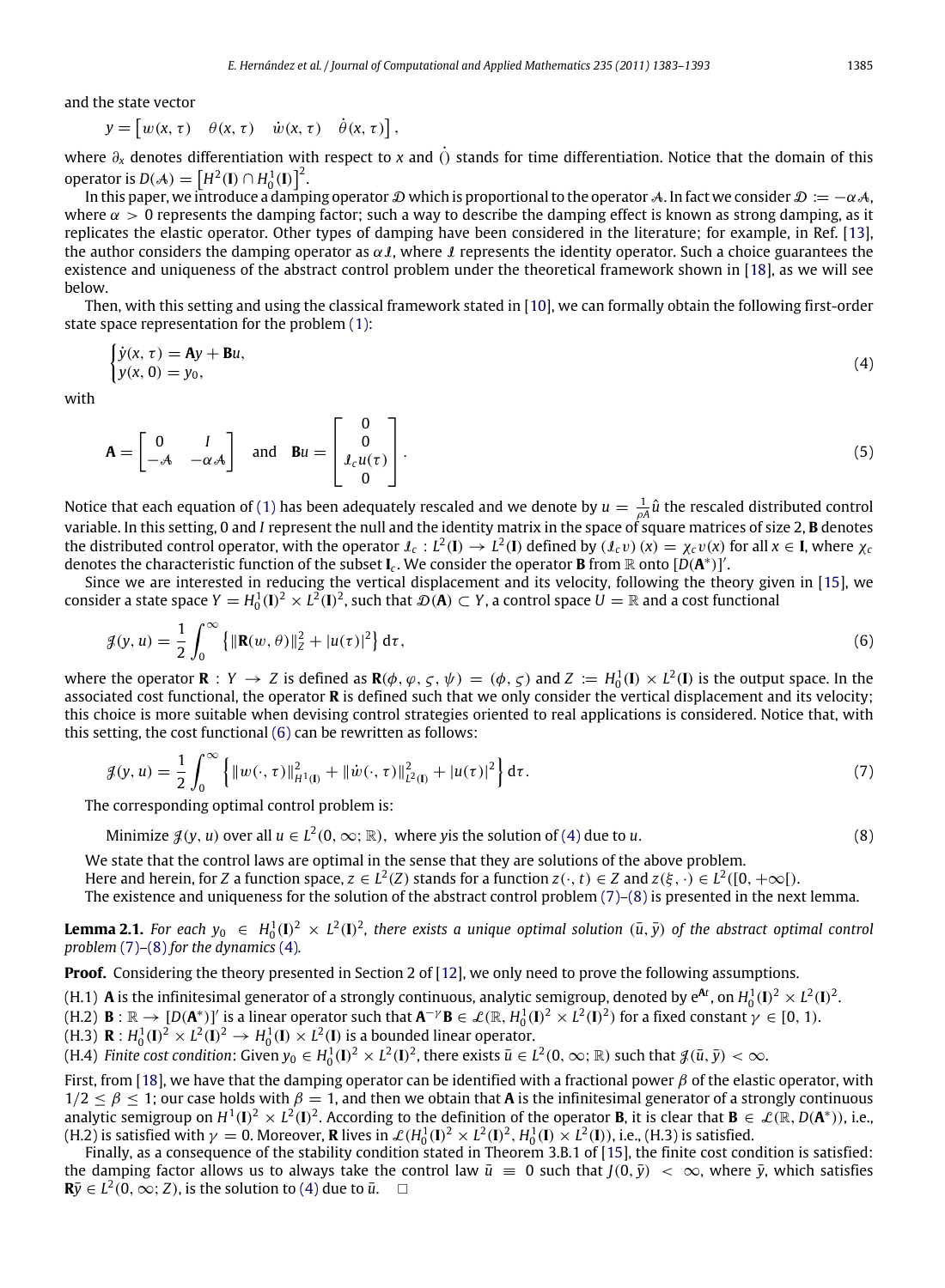and the state vector

$$y = \begin{bmatrix} w(x,\tau) & \theta(x,\tau) & \dot{w}(x,\tau) & \dot{\theta}(x,\tau) \end{bmatrix},$$

where $\partial_x$ denotes differentiation with respect to $x$ and $\dot{()}$ stands for time differentiation. Notice that the domain of this operator is $D(\mathcal{A}) = \left[H^2(\mathbf{I}) \cap H_0^1(\mathbf{I})\right]^2$.

In this paper, we introduce a damping operator $\mathcal{D}$ which is proportional to the operator $\mathcal{A}$. In fact we consider $\mathcal{D} := -\alpha\mathcal{A}$, where $\alpha > 0$ represents the damping factor; such a way to describe the damping effect is known as strong damping, as it replicates the elastic operator. Other types of damping have been considered in the literature; for example, in Ref. [13], the author considers the damping operator as $\alpha\mathcal{I}$, where $\mathcal{I}$ represents the identity operator. Such a choice guarantees the existence and uniqueness of the abstract control problem under the theoretical framework shown in [18], as we will see below.

Then, with this setting and using the classical framework stated in [10], we can formally obtain the following first-order state space representation for the problem (1):

$$\begin{cases} \dot{y}(x,\tau) = \mathbf{A}y + \mathbf{B}u, \\ y(x,0) = y_0, \end{cases} \tag{4}$$

with

$$\mathbf{A} = \begin{bmatrix} 0 & I \\ -\mathcal{A} & -\alpha\mathcal{A} \end{bmatrix} \quad \text{and} \quad \mathbf{B}u = \begin{bmatrix} 0 \\ 0 \\ \mathcal{I}_c u(\tau) \\ 0 \end{bmatrix}. \tag{5}$$

Notice that each equation of (1) has been adequately rescaled and we denote by $u = \frac{1}{\rho A}\hat{u}$ the rescaled distributed control variable. In this setting, 0 and $I$ represent the null and the identity matrix in the space of square matrices of size 2, $\mathbf{B}$ denotes the distributed control operator, with the operator $\mathcal{I}_c : L^2(\mathbf{I}) \to L^2(\mathbf{I})$ defined by $(\mathcal{I}_c v)(x) = \chi_c v(x)$ for all $x \in \mathbf{I}$, where $\chi_c$ denotes the characteristic function of the subset $\mathbf{I}_c$. We consider the operator $\mathbf{B}$ from $\mathbb{R}$ onto $[D(\mathbf{A}^*)]'$.

Since we are interested in reducing the vertical displacement and its velocity, following the theory given in [15], we consider a state space $Y = H_0^1(\mathbf{I})^2 \times L^2(\mathbf{I})^2$, such that $\mathcal{D}(\mathbf{A}) \subset Y$, a control space $U = \mathbb{R}$ and a cost functional

$$\mathcal{J}(y,u) = \frac{1}{2}\int_0^\infty \left\{\|\mathbf{R}(w,\theta)\|_Z^2 + |u(\tau)|^2\right\} \mathrm{d}\tau, \tag{6}$$

where the operator $\mathbf{R} : Y \to Z$ is defined as $\mathbf{R}(\phi,\varphi,\varsigma,\psi) = (\phi,\varsigma)$ and $Z := H_0^1(\mathbf{I}) \times L^2(\mathbf{I})$ is the output space. In the associated cost functional, the operator $\mathbf{R}$ is defined such that we only consider the vertical displacement and its velocity; this choice is more suitable when devising control strategies oriented to real applications is considered. Notice that, with this setting, the cost functional (6) can be rewritten as follows:

$$\mathcal{J}(y,u) = \frac{1}{2}\int_0^\infty \left\{\|w(\cdot,\tau)\|_{H^1(\mathbf{I})}^2 + \|\dot{w}(\cdot,\tau)\|_{L^2(\mathbf{I})}^2 + |u(\tau)|^2\right\} \mathrm{d}\tau. \tag{7}$$

The corresponding optimal control problem is:

$$\text{Minimize } \mathcal{J}(y,u) \text{ over all } u \in L^2(0,\infty;\mathbb{R}), \text{ where } y \text{is the solution of (4) due to } u. \tag{8}$$

We state that the control laws are optimal in the sense that they are solutions of the above problem.

Here and herein, for $Z$ a function space, $z \in L^2(Z)$ stands for a function $z(\cdot,t) \in Z$ and $z(\xi,\cdot) \in L^2([0,+\infty[)$.

The existence and uniqueness for the solution of the abstract control problem (7)–(8) is presented in the next lemma.

**Lemma 2.1.** *For each $y_0 \in H_0^1(\mathbf{I})^2 \times L^2(\mathbf{I})^2$, there exists a unique optimal solution $(\bar{u},\bar{y})$ of the abstract optimal control problem (7)–(8) for the dynamics (4).*

**Proof.** Considering the theory presented in Section 2 of [12], we only need to prove the following assumptions.

(H.1) $\mathbf{A}$ is the infinitesimal generator of a strongly continuous, analytic semigroup, denoted by $e^{\mathbf{A}t}$, on $H_0^1(\mathbf{I})^2 \times L^2(\mathbf{I})^2$.
(H.2) $\mathbf{B} : \mathbb{R} \to [D(\mathbf{A}^*)]'$ is a linear operator such that $\mathbf{A}^{-\gamma}\mathbf{B} \in \mathcal{L}(\mathbb{R}, H_0^1(\mathbf{I})^2 \times L^2(\mathbf{I})^2)$ for a fixed constant $\gamma \in [0,1)$.
(H.3) $\mathbf{R} : H_0^1(\mathbf{I})^2 \times L^2(\mathbf{I})^2 \to H_0^1(\mathbf{I}) \times L^2(\mathbf{I})$ is a bounded linear operator.
(H.4) *Finite cost condition*: Given $y_0 \in H_0^1(\mathbf{I})^2 \times L^2(\mathbf{I})^2$, there exists $\bar{u} \in L^2(0,\infty;\mathbb{R})$ such that $\mathcal{J}(\bar{u},\bar{y}) < \infty$.

First, from [18], we have that the damping operator can be identified with a fractional power $\beta$ of the elastic operator, with $1/2 \le \beta \le 1$; our case holds with $\beta = 1$, and then we obtain that $\mathbf{A}$ is the infinitesimal generator of a strongly continuous analytic semigroup on $H^1(\mathbf{I})^2 \times L^2(\mathbf{I})^2$. According to the definition of the operator $\mathbf{B}$, it is clear that $\mathbf{B} \in \mathcal{L}(\mathbb{R}, D(\mathbf{A}^*))$, i.e., (H.2) is satisfied with $\gamma = 0$. Moreover, $\mathbf{R}$ lives in $\mathcal{L}(H_0^1(\mathbf{I})^2 \times L^2(\mathbf{I})^2, H_0^1(\mathbf{I}) \times L^2(\mathbf{I}))$, i.e., (H.3) is satisfied.

Finally, as a consequence of the stability condition stated in Theorem 3.B.1 of [15], the finite cost condition is satisfied: the damping factor allows us to always take the control law $\bar{u} \equiv 0$ such that $J(0,\bar{y}) < \infty$, where $\bar{y}$, which satisfies $\mathbf{R}\bar{y} \in L^2(0,\infty;Z)$, is the solution to (4) due to $\bar{u}$. $\square$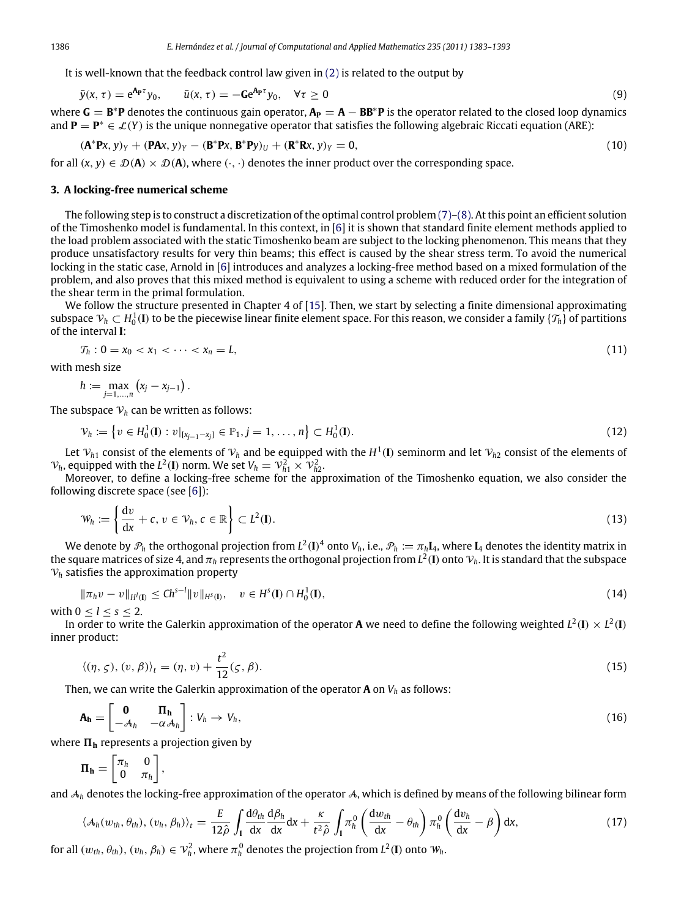It is well-known that the feedback control law given in (2) is related to the output by

$$\bar{y}(x,\tau) = \mathrm{e}^{\mathbf{A_P}\tau} y_0, \qquad \bar{u}(x,\tau) = -\mathbf{G}\mathrm{e}^{\mathbf{A_P}\tau} y_0, \quad \forall \tau \geq 0 \tag{9}$$

where $\mathbf{G} = \mathbf{B}^*\mathbf{P}$ denotes the continuous gain operator, $\mathbf{A_P} = \mathbf{A} - \mathbf{B}\mathbf{B}^*\mathbf{P}$ is the operator related to the closed loop dynamics and $\mathbf{P} = \mathbf{P}^* \in \mathcal{L}(Y)$ is the unique nonnegative operator that satisfies the following algebraic Riccati equation (ARE):

$$(\mathbf{A}^*\mathbf{P}x, y)_Y + (\mathbf{P}\mathbf{A}x, y)_Y - (\mathbf{B}^*\mathbf{P}x, \mathbf{B}^*\mathbf{P}y)_U + (\mathbf{R}^*\mathbf{R}x, y)_Y = 0, \tag{10}$$

for all $(x, y) \in \mathcal{D}(\mathbf{A}) \times \mathcal{D}(\mathbf{A})$, where $(\cdot, \cdot)$ denotes the inner product over the corresponding space.

## 3. A locking-free numerical scheme

The following step is to construct a discretization of the optimal control problem (7)–(8). At this point an efficient solution of the Timoshenko model is fundamental. In this context, in [6] it is shown that standard finite element methods applied to the load problem associated with the static Timoshenko beam are subject to the locking phenomenon. This means that they produce unsatisfactory results for very thin beams; this effect is caused by the shear stress term. To avoid the numerical locking in the static case, Arnold in [6] introduces and analyzes a locking-free method based on a mixed formulation of the problem, and also proves that this mixed method is equivalent to using a scheme with reduced order for the integration of the shear term in the primal formulation.

We follow the structure presented in Chapter 4 of [15]. Then, we start by selecting a finite dimensional approximating subspace $\mathcal{V}_h \subset H_0^1(\mathbf{I})$ to be the piecewise linear finite element space. For this reason, we consider a family $\{\mathcal{T}_h\}$ of partitions of the interval $\mathbf{I}$:

$$\mathcal{T}_h : 0 = x_0 < x_1 < \cdots < x_n = L, \tag{11}$$

with mesh size

$$h := \max_{j=1,\dots,n} \left(x_j - x_{j-1}\right).$$

The subspace $\mathcal{V}_h$ can be written as follows:

$$\mathcal{V}_h := \left\{ v \in H_0^1(\mathbf{I}) : v|_{[x_{j-1}-x_j]} \in \mathbb{P}_1, j = 1, \dots, n \right\} \subset H_0^1(\mathbf{I}). \tag{12}$$

Let $\mathcal{V}_{h1}$ consist of the elements of $\mathcal{V}_h$ and be equipped with the $H^1(\mathbf{I})$ seminorm and let $\mathcal{V}_{h2}$ consist of the elements of $\mathcal{V}_h$, equipped with the $L^2(\mathbf{I})$ norm. We set $V_h = \mathcal{V}_{h1}^2 \times \mathcal{V}_{h2}^2$.

Moreover, to define a locking-free scheme for the approximation of the Timoshenko equation, we also consider the following discrete space (see [6]):

$$\mathcal{W}_h := \left\{ \frac{\mathrm{d}v}{\mathrm{d}x} + c, \, v \in \mathcal{V}_h, \, c \in \mathbb{R} \right\} \subset L^2(\mathbf{I}). \tag{13}$$

We denote by $\mathcal{P}_h$ the orthogonal projection from $L^2(\mathbf{I})^4$ onto $V_h$, i.e., $\mathcal{P}_h := \pi_h \mathbf{I}_4$, where $\mathbf{I}_4$ denotes the identity matrix in the square matrices of size 4, and $\pi_h$ represents the orthogonal projection from $L^2(\mathbf{I})$ onto $\mathcal{V}_h$. It is standard that the subspace $\mathcal{V}_h$ satisfies the approximation property

$$\|\pi_h v - v\|_{H^l(\mathbf{I})} \leq C h^{s-l} \|v\|_{H^s(\mathbf{I})}, \quad v \in H^s(\mathbf{I}) \cap H_0^1(\mathbf{I}), \tag{14}$$

with $0 \leq l \leq s \leq 2$.

In order to write the Galerkin approximation of the operator $\mathbf{A}$ we need to define the following weighted $L^2(\mathbf{I}) \times L^2(\mathbf{I})$ inner product:

$$\langle (\eta, \varsigma), (v, \beta) \rangle_t = (\eta, v) + \frac{t^2}{12} (\varsigma, \beta). \tag{15}$$

Then, we can write the Galerkin approximation of the operator $\mathbf{A}$ on $V_h$ as follows:

$$\mathbf{A_h} = \begin{bmatrix} \mathbf{0} & \mathbf{\Pi_h} \\ -\mathcal{A}_h & -\alpha \mathcal{A}_h \end{bmatrix} : V_h \to V_h, \tag{16}$$

where $\mathbf{\Pi_h}$ represents a projection given by

$$\mathbf{\Pi_h} = \begin{bmatrix} \pi_h & 0 \\ 0 & \pi_h \end{bmatrix},$$

and $\mathcal{A}_h$ denotes the locking-free approximation of the operator $\mathcal{A}$, which is defined by means of the following bilinear form

$$\langle \mathcal{A}_h(w_{th}, \theta_{th}), (v_h, \beta_h) \rangle_t = \frac{E}{12\hat{\rho}} \int_{\mathbf{I}} \frac{\mathrm{d}\theta_{th}}{\mathrm{d}x} \frac{\mathrm{d}\beta_h}{\mathrm{d}x} \mathrm{d}x + \frac{\kappa}{t^2 \hat{\rho}} \int_{\mathbf{I}} \pi_h^0 \left( \frac{\mathrm{d}w_{th}}{\mathrm{d}x} - \theta_{th} \right) \pi_h^0 \left( \frac{\mathrm{d}v_h}{\mathrm{d}x} - \beta \right) \mathrm{d}x, \tag{17}$$

for all $(w_{th}, \theta_{th}), (v_h, \beta_h) \in \mathcal{V}_h^2$, where $\pi_h^0$ denotes the projection from $L^2(\mathbf{I})$ onto $\mathcal{W}_h$.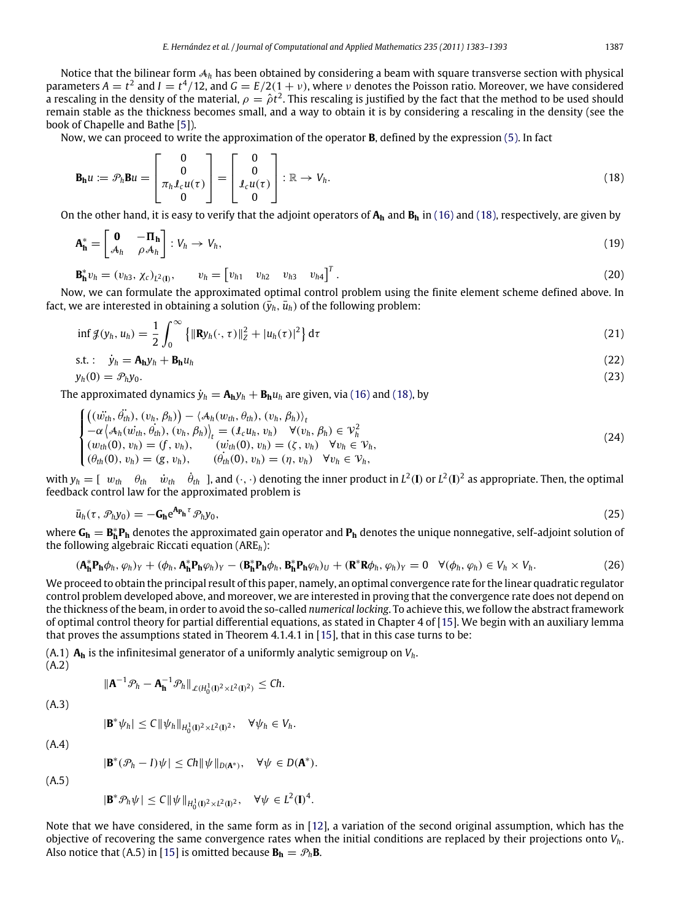Notice that the bilinear form $\mathcal{A}_h$ has been obtained by considering a beam with square transverse section with physical parameters $A = t^2$ and $I = t^4/12$, and $G = E/2(1+\nu)$, where $\nu$ denotes the Poisson ratio. Moreover, we have considered a rescaling in the density of the material, $\rho = \hat{\rho} t^2$. This rescaling is justified by the fact that the method to be used should remain stable as the thickness becomes small, and a way to obtain it is by considering a rescaling in the density (see the book of Chapelle and Bathe [5]).

Now, we can proceed to write the approximation of the operator $\mathbf{B}$, defined by the expression (5). In fact

$$
\mathbf{B_h} u := \mathcal{P}_h \mathbf{B} u = \begin{bmatrix} 0 \\ 0 \\ \pi_h \mathcal{I}_c u(\tau) \\ 0 \end{bmatrix} = \begin{bmatrix} 0 \\ 0 \\ \mathcal{I}_c u(\tau) \\ 0 \end{bmatrix} : \mathbb{R} \to V_h. \tag{18}
$$

On the other hand, it is easy to verify that the adjoint operators of $\mathbf{A_h}$ and $\mathbf{B_h}$ in (16) and (18), respectively, are given by

$$
\mathbf{A_h^*} = \begin{bmatrix} \mathbf{0} & -\mathbf{\Pi_h} \\ \mathcal{A}_h & \rho \mathcal{A}_h \end{bmatrix} : V_h \to V_h, \tag{19}
$$

$$
\mathbf{B_h^*} v_h = (v_{h3}, \chi_c)_{L^2(\mathbf{I})}, \qquad v_h = \begin{bmatrix} v_{h1} & v_{h2} & v_{h3} & v_{h4} \end{bmatrix}^T. \tag{20}
$$

Now, we can formulate the approximated optimal control problem using the finite element scheme defined above. In fact, we are interested in obtaining a solution $(\bar{y}_h, \bar{u}_h)$ of the following problem:

$$
\inf \mathcal{J}(y_h, u_h) = \frac{1}{2} \int_0^\infty \left\{ \|\mathbf{R} y_h(\cdot, \tau)\|_Z^2 + |u_h(\tau)|^2 \right\} \mathrm{d}\tau \tag{21}
$$

$$
\text{s.t.}: \quad \dot{y}_h = \mathbf{A_h} y_h + \mathbf{B_h} u_h \tag{22}
$$

$$
y_h(0) = \mathcal{P}_h y_0. \tag{23}
$$

The approximated dynamics $\dot{y}_h = \mathbf{A_h} y_h + \mathbf{B_h} u_h$ are given, via (16) and (18), by

$$
\begin{cases}
\left( (\ddot{w}_{th}, \ddot{\theta}_{th}), (v_h, \beta_h) \right) - \langle \mathcal{A}_h(w_{th}, \theta_{th}), (v_h, \beta_h) \rangle_t \\
-\alpha \left\langle \mathcal{A}_h(\dot{w}_{th}, \dot{\theta}_{th}), (v_h, \beta_h) \right\rangle_t = (\mathcal{I}_c u_h, v_h) \quad \forall (v_h, \beta_h) \in \mathcal{V}_h^2 \\
(w_{th}(0), v_h) = (f, v_h), \qquad (\dot{w}_{th}(0), v_h) = (\zeta, v_h) \quad \forall v_h \in \mathcal{V}_h, \\
(\theta_{th}(0), v_h) = (g, v_h), \qquad (\dot{\theta}_{th}(0), v_h) = (\eta, v_h) \quad \forall v_h \in \mathcal{V}_h,
\end{cases} \tag{24}
$$

with $y_h = [\; w_{th} \quad \theta_{th} \quad \dot{w}_{th} \quad \dot{\theta}_{th} \;]$, and $(\cdot, \cdot)$ denoting the inner product in $L^2(\mathbf{I})$ or $L^2(\mathbf{I})^2$ as appropriate. Then, the optimal feedback control law for the approximated problem is

$$
\bar{u}_h(\tau, \mathcal{P}_h y_0) = -\mathbf{G_h} e^{\mathbf{A_{P_h}} \tau} \mathcal{P}_h y_0, \tag{25}
$$

where $\mathbf{G_h} = \mathbf{B_h^*} \mathbf{P_h}$ denotes the approximated gain operator and $\mathbf{P_h}$ denotes the unique nonnegative, self-adjoint solution of the following algebraic Riccati equation (ARE$_h$):

$$
(\mathbf{A_h^*} \mathbf{P_h} \phi_h, \varphi_h)_Y + (\phi_h, \mathbf{A_h^*} \mathbf{P_h} \varphi_h)_Y - (\mathbf{B_h^*} \mathbf{P_h} \phi_h, \mathbf{B_h^*} \mathbf{P_h} \varphi_h)_U + (\mathbf{R}^* \mathbf{R} \phi_h, \varphi_h)_Y = 0 \quad \forall (\phi_h, \varphi_h) \in V_h \times V_h. \tag{26}
$$

We proceed to obtain the principal result of this paper, namely, an optimal convergence rate for the linear quadratic regulator control problem developed above, and moreover, we are interested in proving that the convergence rate does not depend on the thickness of the beam, in order to avoid the so-called *numerical locking*. To achieve this, we follow the abstract framework of optimal control theory for partial differential equations, as stated in Chapter 4 of [15]. We begin with an auxiliary lemma that proves the assumptions stated in Theorem 4.1.4.1 in [15], that in this case turns to be:

(A.1) $\mathbf{A_h}$ is the infinitesimal generator of a uniformly analytic semigroup on $V_h$.

(A.2)

$$
\|\mathbf{A}^{-1} \mathcal{P}_h - \mathbf{A_h^{-1}} \mathcal{P}_h\|_{\mathcal{L}(H_0^1(\mathbf{I})^2 \times L^2(\mathbf{I})^2)} \le Ch.
$$

(A.3)

$$
|\mathbf{B}^* \psi_h| \le C \|\psi_h\|_{H_0^1(\mathbf{I})^2 \times L^2(\mathbf{I})^2}, \quad \forall \psi_h \in V_h.
$$

(A.4)

$$
|\mathbf{B}^* (\mathcal{P}_h - I) \psi| \le Ch \|\psi\|_{D(\mathbf{A}^*)}, \quad \forall \psi \in D(\mathbf{A}^*).
$$

(A.5)

$$
|\mathbf{B}^* \mathcal{P}_h \psi| \le C \|\psi\|_{H_0^1(\mathbf{I})^2 \times L^2(\mathbf{I})^2}, \quad \forall \psi \in L^2(\mathbf{I})^4.
$$

Note that we have considered, in the same form as in [12], a variation of the second original assumption, which has the objective of recovering the same convergence rates when the initial conditions are replaced by their projections onto $V_h$. Also notice that (A.5) in [15] is omitted because $\mathbf{B_h} = \mathcal{P}_h \mathbf{B}$.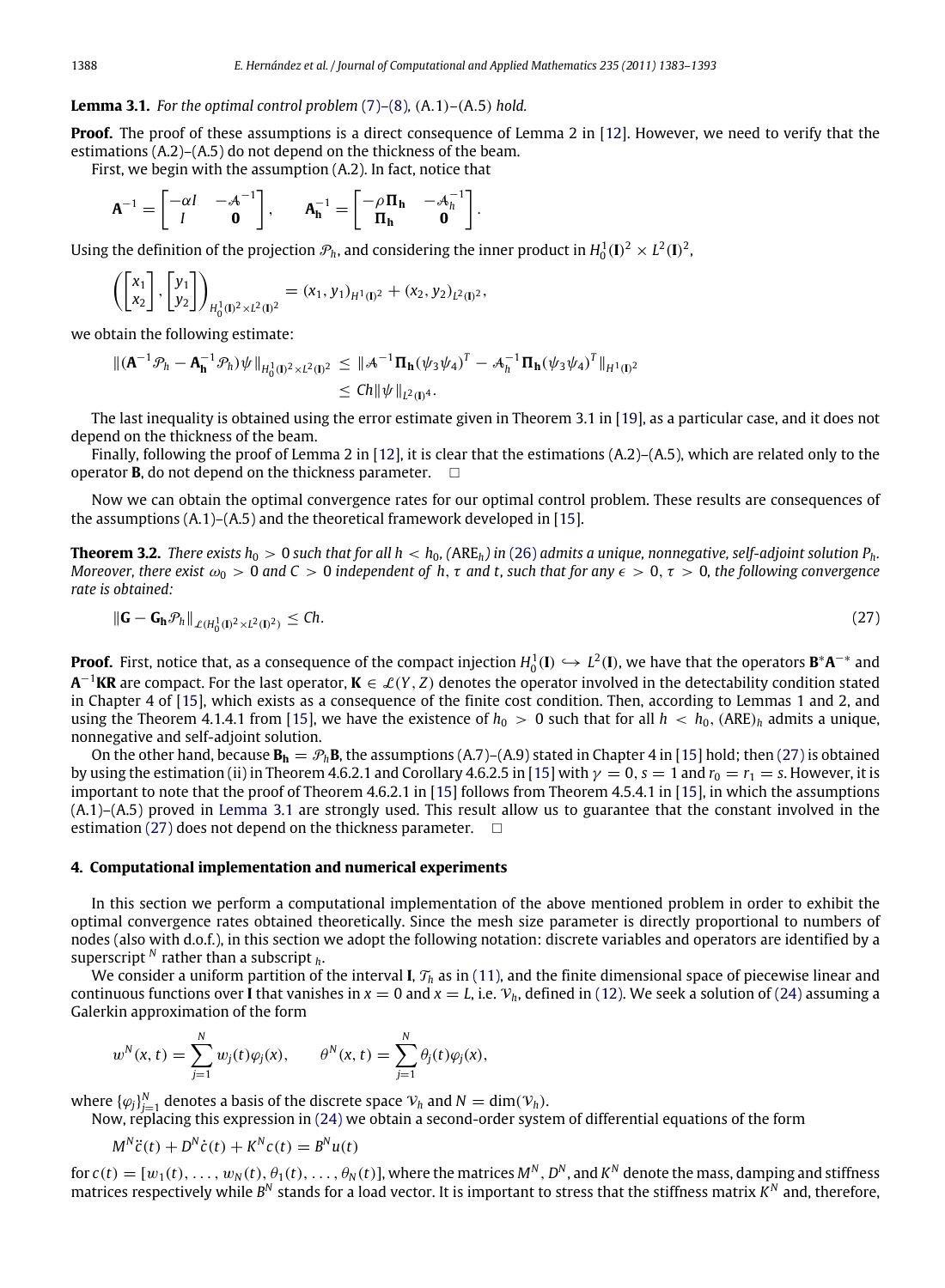**Lemma 3.1.** *For the optimal control problem (7)–(8),* (A.1)–(A.5) *hold.*

**Proof.** The proof of these assumptions is a direct consequence of Lemma 2 in [12]. However, we need to verify that the estimations (A.2)–(A.5) do not depend on the thickness of the beam.

First, we begin with the assumption (A.2). In fact, notice that

$$\mathbf{A}^{-1} = \begin{bmatrix} -\alpha I & -\mathcal{A}^{-1} \\ I & \mathbf{0} \end{bmatrix}, \qquad \mathbf{A_h}^{-1} = \begin{bmatrix} -\rho \mathbf{\Pi_h} & -\mathcal{A}_h^{-1} \\ \mathbf{\Pi_h} & \mathbf{0} \end{bmatrix}.$$

Using the definition of the projection $\mathcal{P}_h$, and considering the inner product in $H_0^1(\mathbf{I})^2 \times L^2(\mathbf{I})^2$,

$$\left( \begin{bmatrix} x_1 \\ x_2 \end{bmatrix}, \begin{bmatrix} y_1 \\ y_2 \end{bmatrix} \right)_{H_0^1(\mathbf{I})^2 \times L^2(\mathbf{I})^2} = (x_1, y_1)_{H^1(\mathbf{I})^2} + (x_2, y_2)_{L^2(\mathbf{I})^2},$$

we obtain the following estimate:

$$\begin{aligned} \|(\mathbf{A}^{-1}\mathcal{P}_h - \mathbf{A_h}^{-1}\mathcal{P}_h)\psi\|_{H_0^1(\mathbf{I})^2 \times L^2(\mathbf{I})^2} &\leq \|\mathcal{A}^{-1}\mathbf{\Pi_h}(\psi_3 \psi_4)^T - \mathcal{A}_h^{-1}\mathbf{\Pi_h}(\psi_3 \psi_4)^T\|_{H^1(\mathbf{I})^2} \\ &\leq Ch\|\psi\|_{L^2(\mathbf{I})^4}. \end{aligned}$$

The last inequality is obtained using the error estimate given in Theorem 3.1 in [19], as a particular case, and it does not depend on the thickness of the beam.

Finally, following the proof of Lemma 2 in [12], it is clear that the estimations (A.2)–(A.5), which are related only to the operator $\mathbf{B}$, do not depend on the thickness parameter. □

Now we can obtain the optimal convergence rates for our optimal control problem. These results are consequences of the assumptions (A.1)–(A.5) and the theoretical framework developed in [15].

**Theorem 3.2.** *There exists $h_0 > 0$ such that for all $h < h_0$, (ARE$_h$) in (26) admits a unique, nonnegative, self-adjoint solution $P_h$. Moreover, there exist $\omega_0 > 0$ and $C > 0$ independent of $h$, $\tau$ and $t$, such that for any $\epsilon > 0$, $\tau > 0$, the following convergence rate is obtained:*

$$\|\mathbf{G} - \mathbf{G_h}\mathcal{P}_h\|_{\mathcal{L}(H_0^1(\mathbf{I})^2 \times L^2(\mathbf{I})^2)} \leq Ch. \tag{27}$$

**Proof.** First, notice that, as a consequence of the compact injection $H_0^1(\mathbf{I}) \hookrightarrow L^2(\mathbf{I})$, we have that the operators $\mathbf{B}^*\mathbf{A}^{-*}$ and $\mathbf{A}^{-1}\mathbf{KR}$ are compact. For the last operator, $\mathbf{K} \in \mathcal{L}(Y, Z)$ denotes the operator involved in the detectability condition stated in Chapter 4 of [15], which exists as a consequence of the finite cost condition. Then, according to Lemmas 1 and 2, and using the Theorem 4.1.4.1 from [15], we have the existence of $h_0 > 0$ such that for all $h < h_0$, (ARE)$_h$ admits a unique, nonnegative and self-adjoint solution.

On the other hand, because $\mathbf{B_h} = \mathcal{P}_h\mathbf{B}$, the assumptions (A.7)–(A.9) stated in Chapter 4 in [15] hold; then (27) is obtained by using the estimation (ii) in Theorem 4.6.2.1 and Corollary 4.6.2.5 in [15] with $\gamma = 0$, $s = 1$ and $r_0 = r_1 = s$. However, it is important to note that the proof of Theorem 4.6.2.1 in [15] follows from Theorem 4.5.4.1 in [15], in which the assumptions (A.1)–(A.5) proved in Lemma 3.1 are strongly used. This result allow us to guarantee that the constant involved in the estimation (27) does not depend on the thickness parameter. □

## 4. Computational implementation and numerical experiments

In this section we perform a computational implementation of the above mentioned problem in order to exhibit the optimal convergence rates obtained theoretically. Since the mesh size parameter is directly proportional to numbers of nodes (also with d.o.f.), in this section we adopt the following notation: discrete variables and operators are identified by a superscript $^N$ rather than a subscript $_h$.

We consider a uniform partition of the interval $\mathbf{I}$, $\mathcal{T}_h$ as in (11), and the finite dimensional space of piecewise linear and continuous functions over $\mathbf{I}$ that vanishes in $x = 0$ and $x = L$, i.e. $\mathcal{V}_h$, defined in (12). We seek a solution of (24) assuming a Galerkin approximation of the form

$$w^N(x, t) = \sum_{j=1}^{N} w_j(t)\varphi_j(x), \qquad \theta^N(x, t) = \sum_{j=1}^{N} \theta_j(t)\varphi_j(x),$$

where $\{\varphi_j\}_{j=1}^N$ denotes a basis of the discrete space $\mathcal{V}_h$ and $N = \dim(\mathcal{V}_h)$.

Now, replacing this expression in (24) we obtain a second-order system of differential equations of the form

$$M^N\ddot{c}(t) + D^N\dot{c}(t) + K^N c(t) = B^N u(t)$$

for $c(t) = [w_1(t), \ldots, w_N(t), \theta_1(t), \ldots, \theta_N(t)]$, where the matrices $M^N$, $D^N$, and $K^N$ denote the mass, damping and stiffness matrices respectively while $B^N$ stands for a load vector. It is important to stress that the stiffness matrix $K^N$ and, therefore,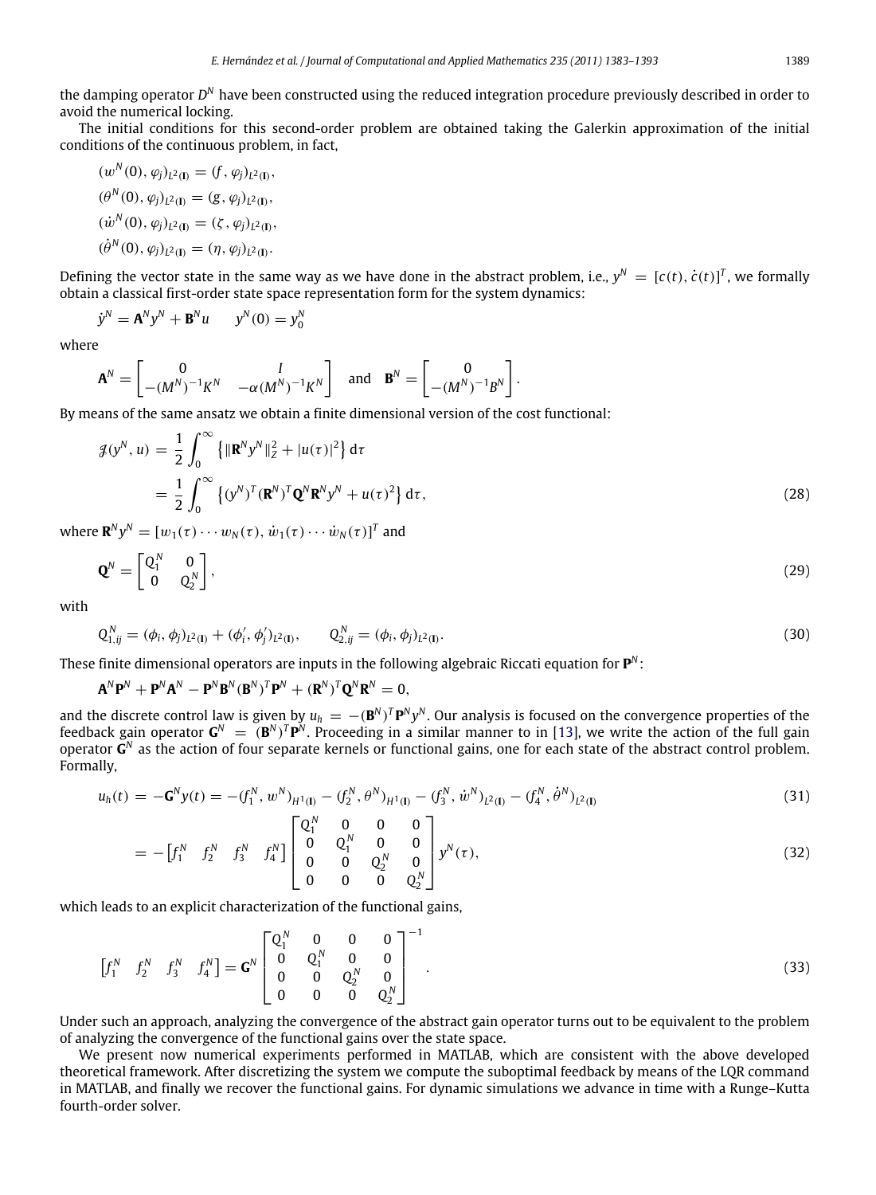the damping operator $D^N$ have been constructed using the reduced integration procedure previously described in order to avoid the numerical locking.

The initial conditions for this second-order problem are obtained taking the Galerkin approximation of the initial conditions of the continuous problem, in fact,

$$(w^N(0), \varphi_j)_{L^2(\mathbf{I})} = (f, \varphi_j)_{L^2(\mathbf{I})},$$
$$(\theta^N(0), \varphi_j)_{L^2(\mathbf{I})} = (g, \varphi_j)_{L^2(\mathbf{I})},$$
$$(\dot{w}^N(0), \varphi_j)_{L^2(\mathbf{I})} = (\zeta, \varphi_j)_{L^2(\mathbf{I})},$$
$$(\dot{\theta}^N(0), \varphi_j)_{L^2(\mathbf{I})} = (\eta, \varphi_j)_{L^2(\mathbf{I})}.$$

Defining the vector state in the same way as we have done in the abstract problem, i.e., $y^N = [c(t), \dot{c}(t)]^T$, we formally obtain a classical first-order state space representation form for the system dynamics:

$$\dot{y}^N = \mathbf{A}^N y^N + \mathbf{B}^N u \qquad y^N(0) = y_0^N$$

where

$$\mathbf{A}^N = \begin{bmatrix} 0 & I \\ -(M^N)^{-1}K^N & -\alpha(M^N)^{-1}K^N \end{bmatrix} \quad \text{and} \quad \mathbf{B}^N = \begin{bmatrix} 0 \\ -(M^N)^{-1}B^N \end{bmatrix}.$$

By means of the same ansatz we obtain a finite dimensional version of the cost functional:

$$\begin{aligned} \mathcal{J}(y^N, u) &= \frac{1}{2}\int_0^\infty \left\{ \|\mathbf{R}^N y^N\|_Z^2 + |u(\tau)|^2 \right\} \mathrm{d}\tau \\ &= \frac{1}{2}\int_0^\infty \left\{ (y^N)^T (\mathbf{R}^N)^T \mathbf{Q}^N \mathbf{R}^N y^N + u(\tau)^2 \right\} \mathrm{d}\tau, \end{aligned} \tag{28}$$

where $\mathbf{R}^N y^N = [w_1(\tau) \cdots w_N(\tau), \dot{w}_1(\tau) \cdots \dot{w}_N(\tau)]^T$ and

$$\mathbf{Q}^N = \begin{bmatrix} Q_1^N & 0 \\ 0 & Q_2^N \end{bmatrix}, \tag{29}$$

with

$$Q_{1,ij}^N = (\phi_i, \phi_j)_{L^2(\mathbf{I})} + (\phi_i', \phi_j')_{L^2(\mathbf{I})}, \qquad Q_{2,ij}^N = (\phi_i, \phi_j)_{L^2(\mathbf{I})}. \tag{30}$$

These finite dimensional operators are inputs in the following algebraic Riccati equation for $\mathbf{P}^N$:

$$\mathbf{A}^N \mathbf{P}^N + \mathbf{P}^N \mathbf{A}^N - \mathbf{P}^N \mathbf{B}^N (\mathbf{B}^N)^T \mathbf{P}^N + (\mathbf{R}^N)^T \mathbf{Q}^N \mathbf{R}^N = 0,$$

and the discrete control law is given by $u_h = -(\mathbf{B}^N)^T \mathbf{P}^N y^N$. Our analysis is focused on the convergence properties of the feedback gain operator $\mathbf{G}^N = (\mathbf{B}^N)^T \mathbf{P}^N$. Proceeding in a similar manner to in [13], we write the action of the full gain operator $\mathbf{G}^N$ as the action of four separate kernels or functional gains, one for each state of the abstract control problem. Formally,

$$u_h(t) = -\mathbf{G}^N y(t) = -(f_1^N, w^N)_{H^1(\mathbf{I})} - (f_2^N, \theta^N)_{H^1(\mathbf{I})} - (f_3^N, \dot{w}^N)_{L^2(\mathbf{I})} - (f_4^N, \dot{\theta}^N)_{L^2(\mathbf{I})} \tag{31}$$

$$= -\begin{bmatrix} f_1^N & f_2^N & f_3^N & f_4^N \end{bmatrix} \begin{bmatrix} Q_1^N & 0 & 0 & 0 \\ 0 & Q_1^N & 0 & 0 \\ 0 & 0 & Q_2^N & 0 \\ 0 & 0 & 0 & Q_2^N \end{bmatrix} y^N(\tau), \tag{32}$$

which leads to an explicit characterization of the functional gains,

$$\begin{bmatrix} f_1^N & f_2^N & f_3^N & f_4^N \end{bmatrix} = \mathbf{G}^N \begin{bmatrix} Q_1^N & 0 & 0 & 0 \\ 0 & Q_1^N & 0 & 0 \\ 0 & 0 & Q_2^N & 0 \\ 0 & 0 & 0 & Q_2^N \end{bmatrix}^{-1}. \tag{33}$$

Under such an approach, analyzing the convergence of the abstract gain operator turns out to be equivalent to the problem of analyzing the convergence of the functional gains over the state space.

We present now numerical experiments performed in MATLAB, which are consistent with the above developed theoretical framework. After discretizing the system we compute the suboptimal feedback by means of the LQR command in MATLAB, and finally we recover the functional gains. For dynamic simulations we advance in time with a Runge–Kutta fourth-order solver.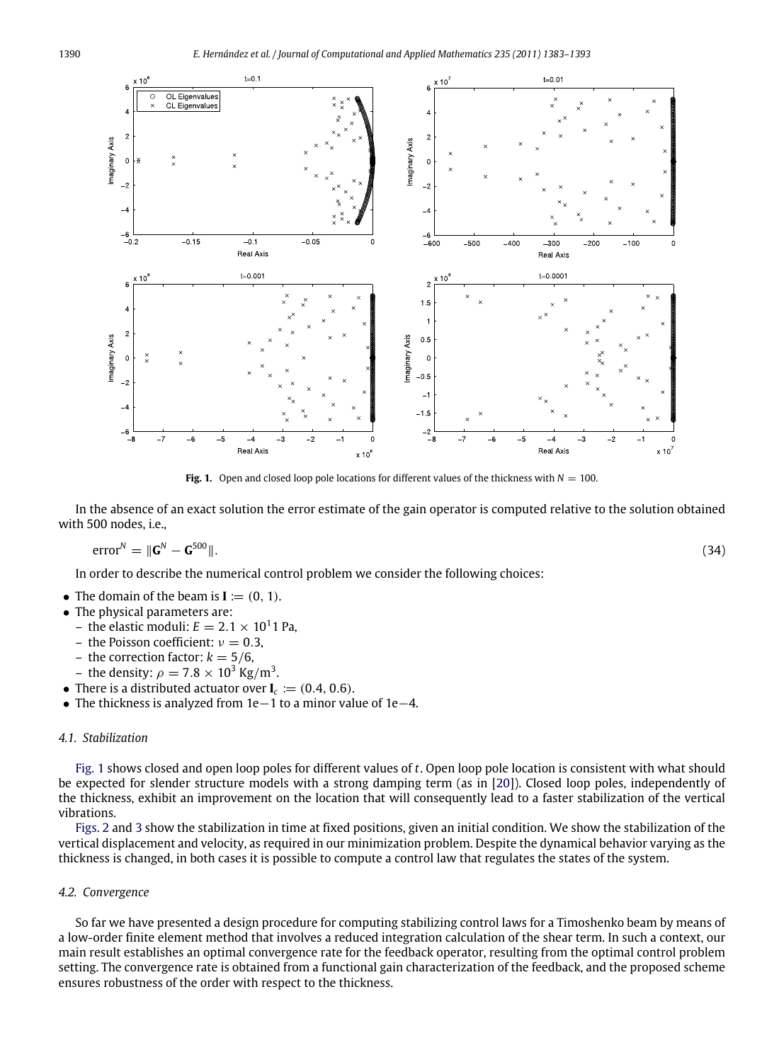**Fig. 1.** Open and closed loop pole locations for different values of the thickness with $N = 100$.

In the absence of an exact solution the error estimate of the gain operator is computed relative to the solution obtained with 500 nodes, i.e.,

$$\text{error}^N = \|\mathbf{G}^N - \mathbf{G}^{500}\|. \tag{34}$$

In order to describe the numerical control problem we consider the following choices:

- The domain of the beam is $\mathbf{I} := (0, 1)$.
- The physical parameters are:
  - the elastic moduli: $E = 2.1 \times 10^11$ Pa,
  - the Poisson coefficient: $\nu = 0.3$,
  - the correction factor: $k = 5/6$,
  - the density: $\rho = 7.8 \times 10^3$ Kg/m$^3$.
- There is a distributed actuator over $\mathbf{I}_c := (0.4, 0.6)$.
- The thickness is analyzed from 1e−1 to a minor value of 1e−4.

### 4.1. Stabilization

Fig. 1 shows closed and open loop poles for different values of $t$. Open loop pole location is consistent with what should be expected for slender structure models with a strong damping term (as in [20]). Closed loop poles, independently of the thickness, exhibit an improvement on the location that will consequently lead to a faster stabilization of the vertical vibrations.

Figs. 2 and 3 show the stabilization in time at fixed positions, given an initial condition. We show the stabilization of the vertical displacement and velocity, as required in our minimization problem. Despite the dynamical behavior varying as the thickness is changed, in both cases it is possible to compute a control law that regulates the states of the system.

### 4.2. Convergence

So far we have presented a design procedure for computing stabilizing control laws for a Timoshenko beam by means of a low-order finite element method that involves a reduced integration calculation of the shear term. In such a context, our main result establishes an optimal convergence rate for the feedback operator, resulting from the optimal control problem setting. The convergence rate is obtained from a functional gain characterization of the feedback, and the proposed scheme ensures robustness of the order with respect to the thickness.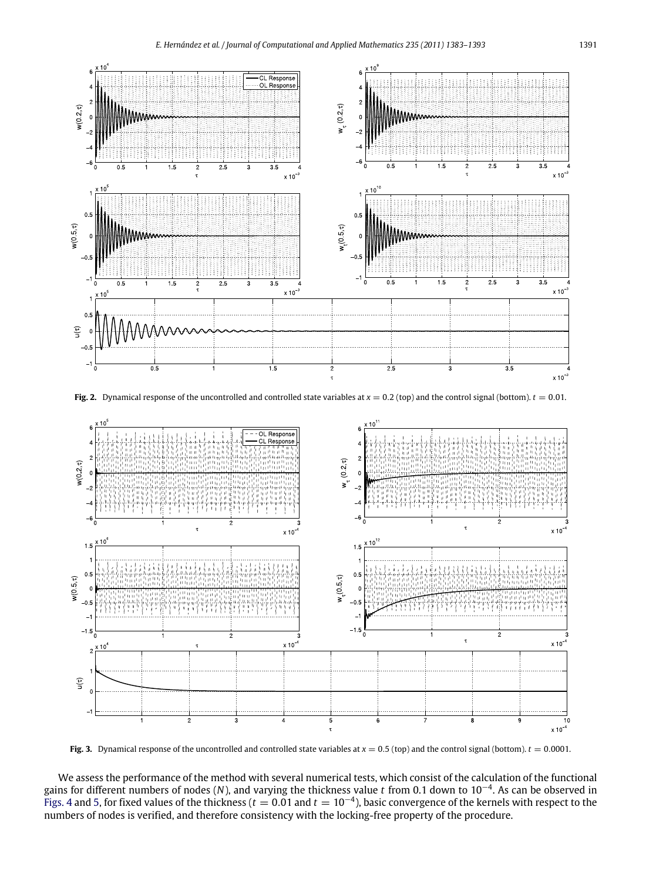**Fig. 2.** Dynamical response of the uncontrolled and controlled state variables at $x = 0.2$ (top) and the control signal (bottom). $t = 0.01$.

**Fig. 3.** Dynamical response of the uncontrolled and controlled state variables at $x = 0.5$ (top) and the control signal (bottom). $t = 0.0001$.

We assess the performance of the method with several numerical tests, which consist of the calculation of the functional gains for different numbers of nodes ($N$), and varying the thickness value $t$ from 0.1 down to $10^{-4}$. As can be observed in Figs. 4 and 5, for fixed values of the thickness ($t = 0.01$ and $t = 10^{-4}$), basic convergence of the kernels with respect to the numbers of nodes is verified, and therefore consistency with the locking-free property of the procedure.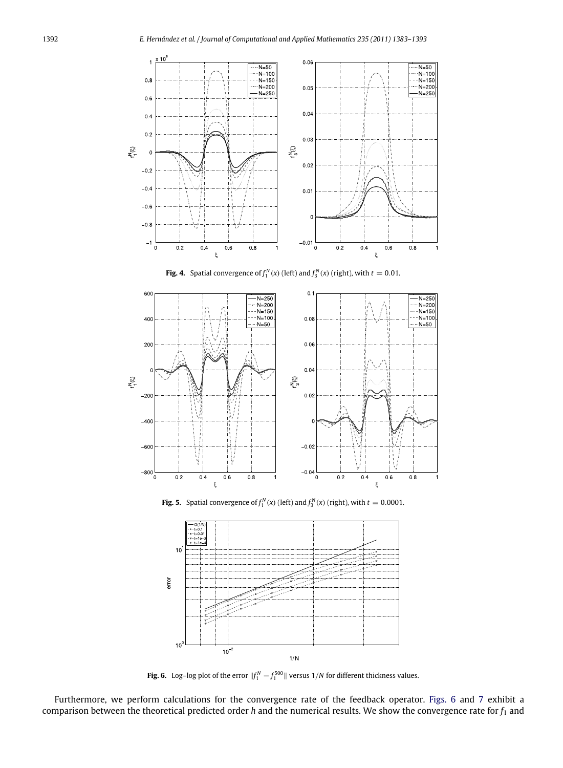**Fig. 4.** Spatial convergence of $f_1^N(x)$ (left) and $f_3^N(x)$ (right), with $t = 0.01$.

**Fig. 5.** Spatial convergence of $f_1^N(x)$ (left) and $f_3^N(x)$ (right), with $t = 0.0001$.

**Fig. 6.** Log–log plot of the error $\|f_1^N - f_1^{500}\|$ versus $1/N$ for different thickness values.

Furthermore, we perform calculations for the convergence rate of the feedback operator. Figs. 6 and 7 exhibit a comparison between the theoretical predicted order $h$ and the numerical results. We show the convergence rate for $f_1$ and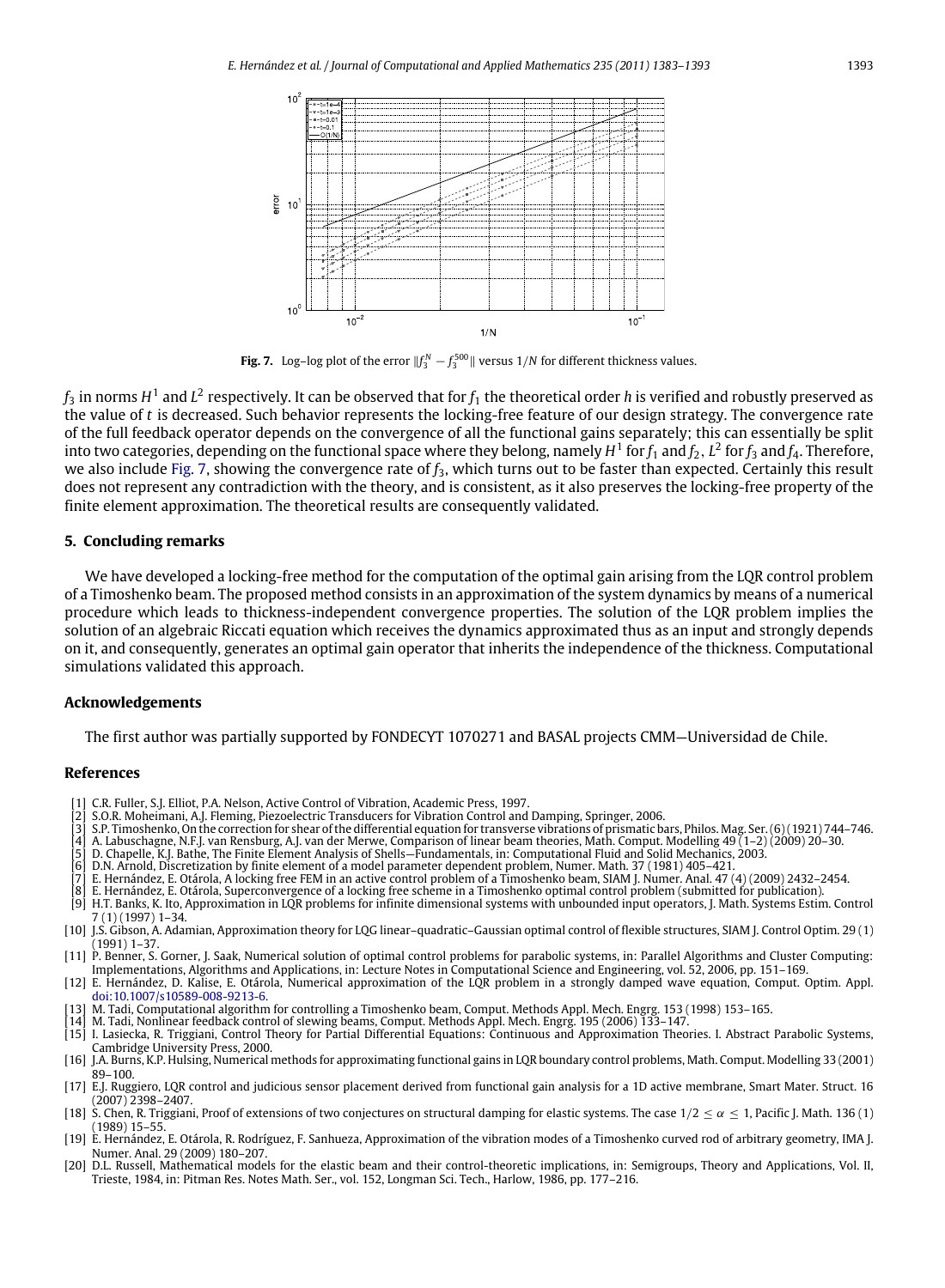$10^2$

$10^1$

$10^0$

error

$10^{-2}$

$10^{-1}$

1/N

t=1e−4
t=1e−3
t=0.01
t=0.1
O(1/N)

**Fig. 7.** Log–log plot of the error $\|f_3^N - f_3^{500}\|$ versus $1/N$ for different thickness values.

$f_3$ in norms $H^1$ and $L^2$ respectively. It can be observed that for $f_1$ the theoretical order $h$ is verified and robustly preserved as the value of $t$ is decreased. Such behavior represents the locking-free feature of our design strategy. The convergence rate of the full feedback operator depends on the convergence of all the functional gains separately; this can essentially be split into two categories, depending on the functional space where they belong, namely $H^1$ for $f_1$ and $f_2$, $L^2$ for $f_3$ and $f_4$. Therefore, we also include Fig. 7, showing the convergence rate of $f_3$, which turns out to be faster than expected. Certainly this result does not represent any contradiction with the theory, and is consistent, as it also preserves the locking-free property of the finite element approximation. The theoretical results are consequently validated.

## 5. Concluding remarks

We have developed a locking-free method for the computation of the optimal gain arising from the LQR control problem of a Timoshenko beam. The proposed method consists in an approximation of the system dynamics by means of a numerical procedure which leads to thickness-independent convergence properties. The solution of the LQR problem implies the solution of an algebraic Riccati equation which receives the dynamics approximated thus as an input and strongly depends on it, and consequently, generates an optimal gain operator that inherits the independence of the thickness. Computational simulations validated this approach.

## Acknowledgements

The first author was partially supported by FONDECYT 1070271 and BASAL projects CMM—Universidad de Chile.

## References

[1] C.R. Fuller, S.J. Elliot, P.A. Nelson, Active Control of Vibration, Academic Press, 1997.
[2] S.O.R. Moheimani, A.J. Fleming, Piezoelectric Transducers for Vibration Control and Damping, Springer, 2006.
[3] S.P. Timoshenko, On the correction for shear of the differential equation for transverse vibrations of prismatic bars, Philos. Mag. Ser. (6) (1921) 744–746.
[4] A. Labuschagne, N.F.J. van Rensburg, A.J. van der Merwe, Comparison of linear beam theories, Math. Comput. Modelling 49 (1–2) (2009) 20–30.
[5] D. Chapelle, K.J. Bathe, The Finite Element Analysis of Shells—Fundamentals, in: Computational Fluid and Solid Mechanics, 2003.
[6] D.N. Arnold, Discretization by finite element of a model parameter dependent problem, Numer. Math. 37 (1981) 405–421.
[7] E. Hernández, E. Otárola, A locking free FEM in an active control problem of a Timoshenko beam, SIAM J. Numer. Anal. 47 (4) (2009) 2432–2454.
[8] E. Hernández, E. Otárola, Superconvergence of a locking free scheme in a Timoshenko optimal control problem (submitted for publication).
[9] H.T. Banks, K. Ito, Approximation in LQR problems for infinite dimensional systems with unbounded input operators, J. Math. Systems Estim. Control 7 (1) (1997) 1–34.
[10] J.S. Gibson, A. Adamian, Approximation theory for LQG linear–quadratic–Gaussian optimal control of flexible structures, SIAM J. Control Optim. 29 (1) (1991) 1–37.
[11] P. Benner, S. Gorner, J. Saak, Numerical solution of optimal control problems for parabolic systems, in: Parallel Algorithms and Cluster Computing: Implementations, Algorithms and Applications, in: Lecture Notes in Computational Science and Engineering, vol. 52, 2006, pp. 151–169.
[12] E. Hernández, D. Kalise, E. Otárola, Numerical approximation of the LQR problem in a strongly damped wave equation, Comput. Optim. Appl. doi:10.1007/s10589-008-9213-6.
[13] M. Tadi, Computational algorithm for controlling a Timoshenko beam, Comput. Methods Appl. Mech. Engrg. 153 (1998) 153–165.
[14] M. Tadi, Nonlinear feedback control of slewing beams, Comput. Methods Appl. Mech. Engrg. 195 (2006) 133–147.
[15] I. Lasiecka, R. Triggiani, Control Theory for Partial Differential Equations: Continuous and Approximation Theories. I. Abstract Parabolic Systems, Cambridge University Press, 2000.
[16] J.A. Burns, K.P. Hulsing, Numerical methods for approximating functional gains in LQR boundary control problems, Math. Comput. Modelling 33 (2001) 89–100.
[17] E.J. Ruggiero, LQR control and judicious sensor placement derived from functional gain analysis for a 1D active membrane, Smart Mater. Struct. 16 (2007) 2398–2407.
[18] S. Chen, R. Triggiani, Proof of extensions of two conjectures on structural damping for elastic systems. The case $1/2 \le \alpha \le 1$, Pacific J. Math. 136 (1) (1989) 15–55.
[19] E. Hernández, E. Otárola, R. Rodríguez, F. Sanhueza, Approximation of the vibration modes of a Timoshenko curved rod of arbitrary geometry, IMA J. Numer. Anal. 29 (2009) 180–207.
[20] D.L. Russell, Mathematical models for the elastic beam and their control-theoretic implications, in: Semigroups, Theory and Applications, Vol. II, Trieste, 1984, in: Pitman Res. Notes Math. Ser., vol. 152, Longman Sci. Tech., Harlow, 1986, pp. 177–216.